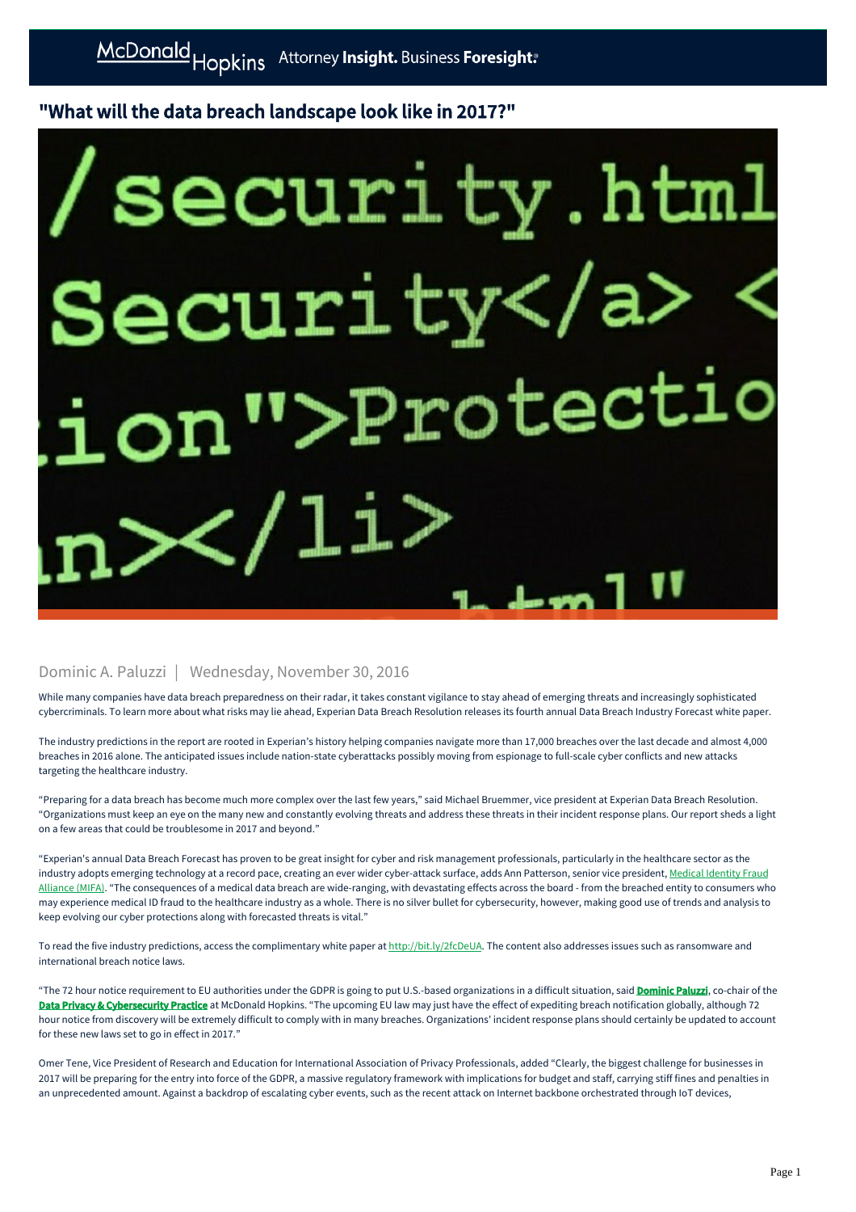# "What will the data breach landscape look like in 2017?"

Dominic A. Paluzzi | Wednesday, November 30, 2016

While many companies have data breach preparedness on their radar, it takes constant vigilance to stay ahead of emerging threats and increasingly sophisticated cybercriminals. To learn more about what risks may lie ahead, Experian Data Breach Resolution releases its fourth annual Data Breach Industry Forecast white paper.

The industry predictions in the report are rooted in Experian's history helping companies navigate more than 17,000 breaches over the last decade and almost 4,000 breaches in 2016 alone. The anticipated issues include nation-state cyberattacks possibly moving from espionage to full-scale cyber conflicts and new attacks targeting the healthcare industry.

"Preparing for a data breach has become much more complex over the last few years," said Michael Bruemmer, vice president at Experian Data Breach Resolution. "Organizations must keep an eye on the many new and constantly evolving threats and address these threats in their incident response plans. Our report sheds a light on a few areas that could be troublesome in 2017 and beyond."

"Experian's annual Data Breach Forecast has proven to be great insight for cyber and risk management professionals, particularly in the healthcare sector as the industry adopts emerging technology at a record pace, creating an ever wider cyber-attack surface, adds Ann Patterson, senior vice president, Medical Identity Fraud Alliance (MIFA). "The consequences of a medical data breach are wide-ranging, with devastating effects across the board - from the breached entity to consumers who may experience medical ID fraud to the healthcare industry as a whole. There is no silver bullet for cybersecurity, however, making good use of trends and analysis to keep evolving our cyber protections along with forecasted threats is vital."

To read the five industry predictions, access the complimentary white paper at http://bit.ly/2fcDeUA. The content also addresses issues such as ransomware and international breach notice laws.

"The 72 hour notice requirement to EU authorities under the GDPR is going to put U.S.-based organizations in a difficult situation, said **Dominic Paluzzi**, co-chair of the **Data Privacy & Cybersecurity Practice** at McDonald Hopkins. "The upcoming EU law may just have the effect of expediting breach notification globally, although 72 hour notice from discovery will be extremely difficult to comply with in many breaches. Organizations' incident response plans should certainly be updated to account for these new laws set to go in effect in 2017."

Omer Tene, Vice President of Research and Education for International Association of Privacy Professionals, added "Clearly, the biggest challenge for businesses in 2017 will be preparing for the entry into force of the GDPR, a massive regulatory framework with implications for budget and staff, carrying stiff fines and penalties in an unprecedented amount. Against a backdrop of escalating cyber events, such as the recent attack on Internet backbone orchestrated through IoT devices,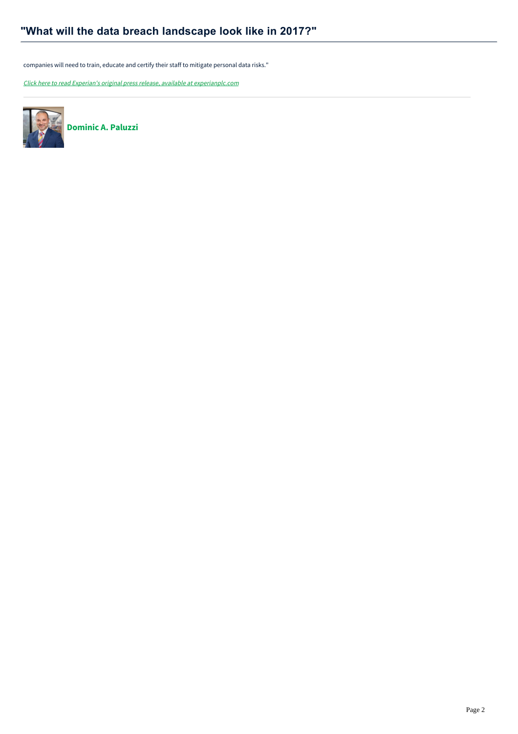companies will need to train, educate and certify their staff to mitigate personal data risks."

*Click here to read Experian's original press release, available at experianplc.com*

**Dominic A. Paluzzi**